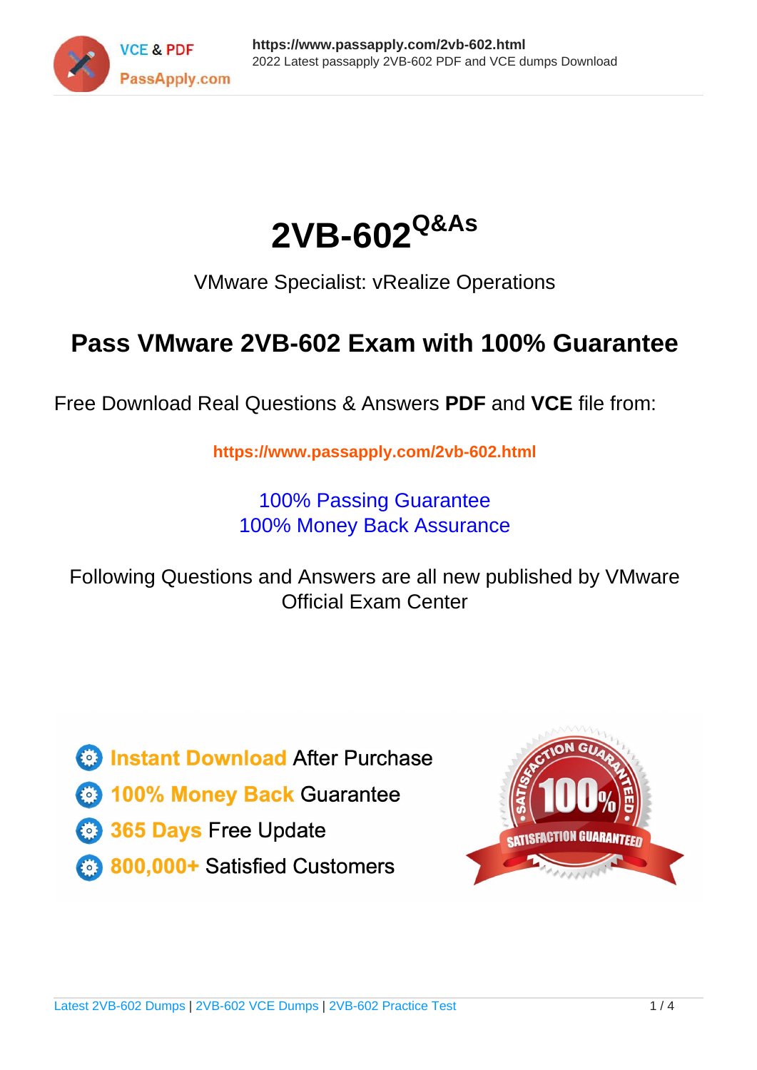# 2VB-602 Q&As

VMware Specialist: vRealize Operations

## Pass VMware 2VB-602 Exam with 100% Guarantee

Free Download Real Questions & Answers **PDF** and **VCE** file from:

**https://www.passapply.com/2vb-602.html**

100% Passing Guarantee
100% Money Back Assurance

Following Questions and Answers are all new published by VMware Official Exam Center

- **Instant Download** After Purchase
- **100% Money Back** Guarantee
- **365 Days** Free Update
- **800,000+** Satisfied Customers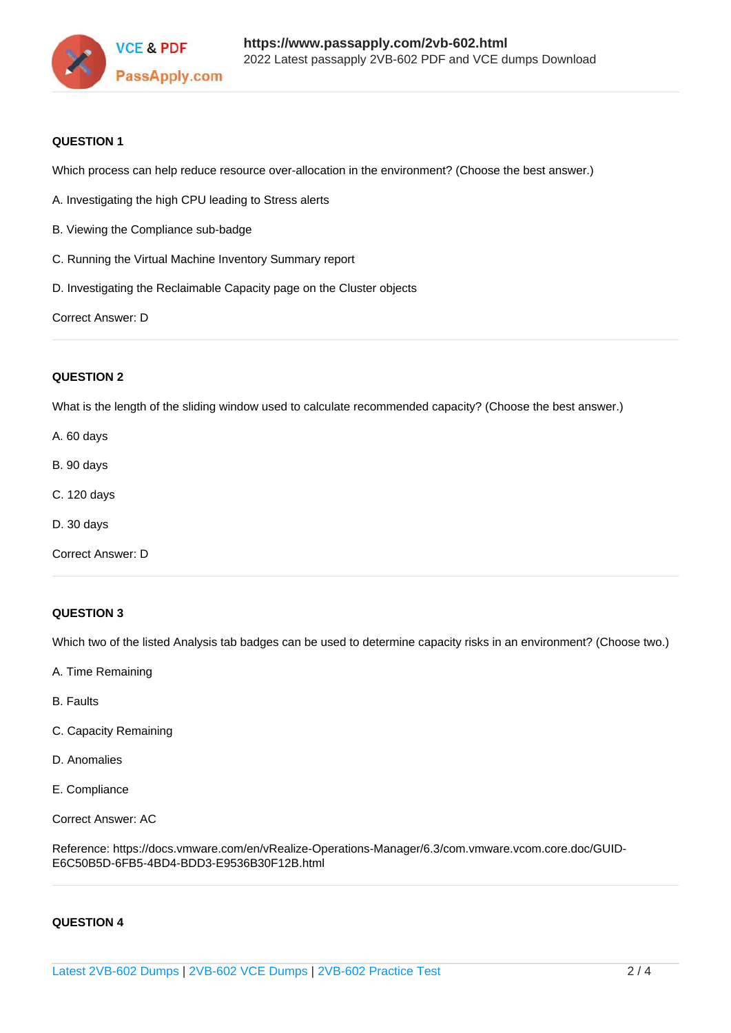**QUESTION 1**

Which process can help reduce resource over-allocation in the environment? (Choose the best answer.)

A. Investigating the high CPU leading to Stress alerts

B. Viewing the Compliance sub-badge

C. Running the Virtual Machine Inventory Summary report

D. Investigating the Reclaimable Capacity page on the Cluster objects

Correct Answer: D

---

**QUESTION 2**

What is the length of the sliding window used to calculate recommended capacity? (Choose the best answer.)

A. 60 days

B. 90 days

C. 120 days

D. 30 days

Correct Answer: D

---

**QUESTION 3**

Which two of the listed Analysis tab badges can be used to determine capacity risks in an environment? (Choose two.)

A. Time Remaining

B. Faults

C. Capacity Remaining

D. Anomalies

E. Compliance

Correct Answer: AC

Reference: https://docs.vmware.com/en/vRealize-Operations-Manager/6.3/com.vmware.vcom.core.doc/GUID-E6C50B5D-6FB5-4BD4-BDD3-E9536B30F12B.html

---

**QUESTION 4**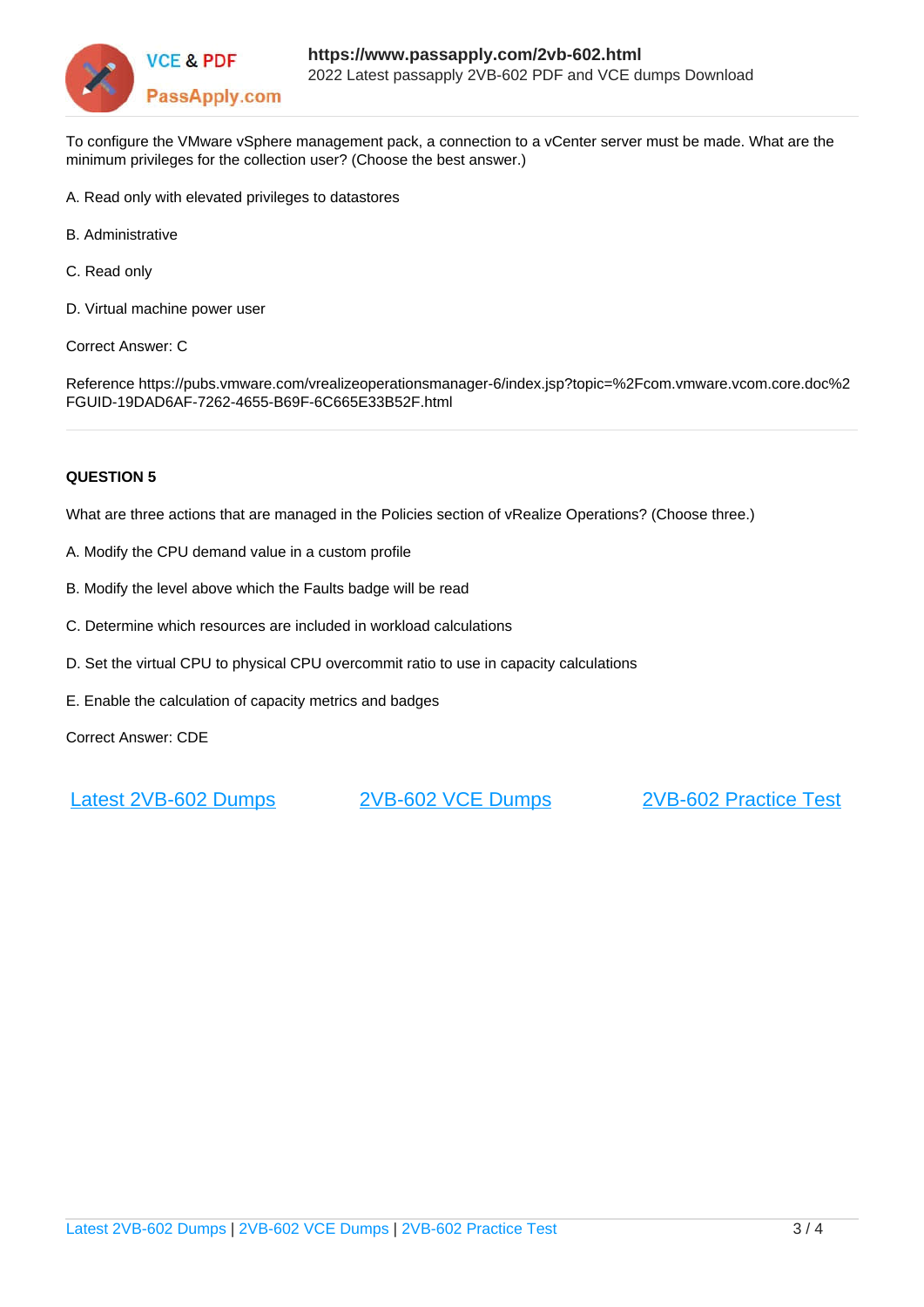To configure the VMware vSphere management pack, a connection to a vCenter server must be made. What are the minimum privileges for the collection user? (Choose the best answer.)

A. Read only with elevated privileges to datastores

B. Administrative

C. Read only

D. Virtual machine power user

Correct Answer: C

Reference https://pubs.vmware.com/vrealizeoperationsmanager-6/index.jsp?topic=%2Fcom.vmware.vcom.core.doc%2FGUID-19DAD6AF-7262-4655-B69F-6C665E33B52F.html

**QUESTION 5**

What are three actions that are managed in the Policies section of vRealize Operations? (Choose three.)

A. Modify the CPU demand value in a custom profile

B. Modify the level above which the Faults badge will be read

C. Determine which resources are included in workload calculations

D. Set the virtual CPU to physical CPU overcommit ratio to use in capacity calculations

E. Enable the calculation of capacity metrics and badges

Correct Answer: CDE

[Latest 2VB-602 Dumps](https://www.passapply.com/2vb-602.html) [2VB-602 VCE Dumps](https://www.passapply.com/2vb-602.html) [2VB-602 Practice Test](https://www.passapply.com/2vb-602.html)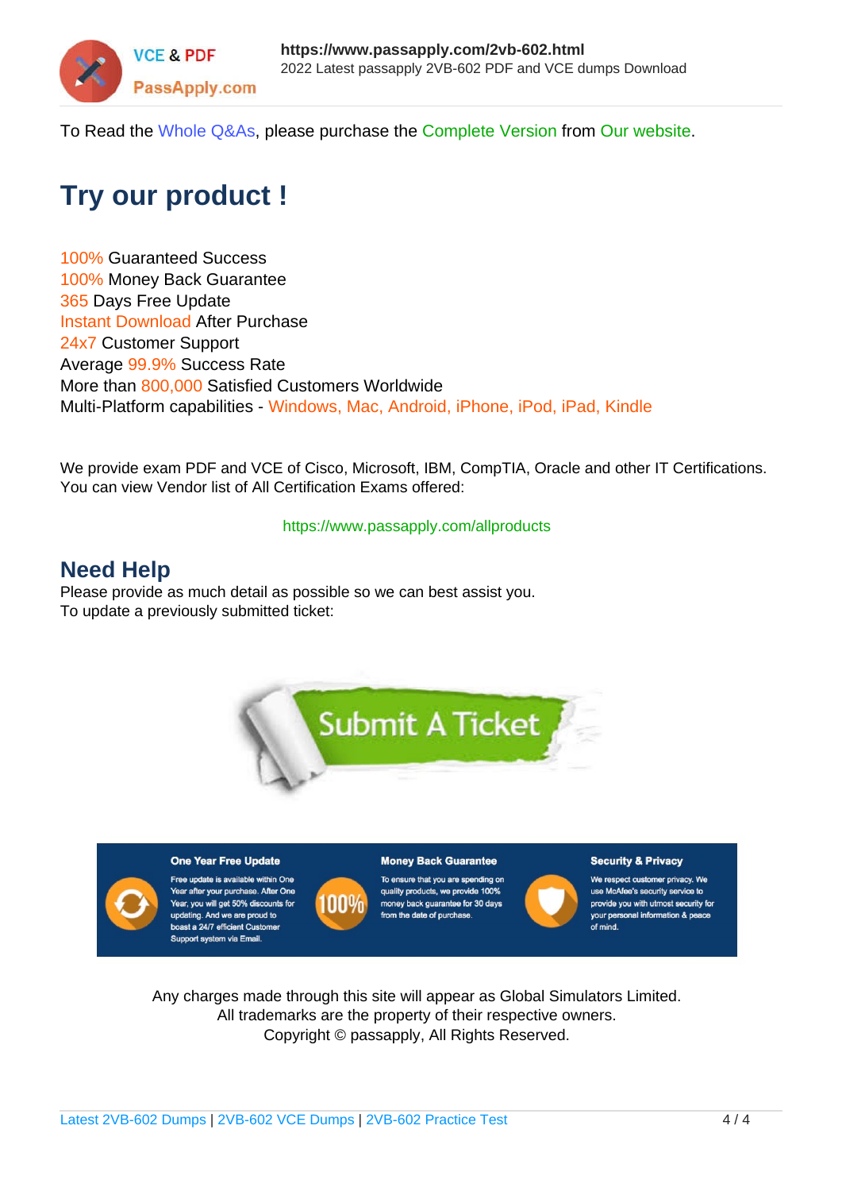To Read the Whole Q&As, please purchase the Complete Version from Our website.

# Try our product !

100% Guaranteed Success
100% Money Back Guarantee
365 Days Free Update
Instant Download After Purchase
24x7 Customer Support
Average 99.9% Success Rate
More than 800,000 Satisfied Customers Worldwide
Multi-Platform capabilities - Windows, Mac, Android, iPhone, iPod, iPad, Kindle

We provide exam PDF and VCE of Cisco, Microsoft, IBM, CompTIA, Oracle and other IT Certifications.
You can view Vendor list of All Certification Exams offered:

https://www.passapply.com/allproducts

## Need Help

Please provide as much detail as possible so we can best assist you.
To update a previously submitted ticket:

Submit A Ticket

**One Year Free Update**
Free update is available within One Year after your purchase. After One Year, you will get 50% discounts for updating. And we are proud to boast a 24/7 efficient Customer Support system via Email.

**Money Back Guarantee**
To ensure that you are spending on quality products, we provide 100% money back guarantee for 30 days from the date of purchase.

**Security & Privacy**
We respect customer privacy. We use McAfee's security service to provide you with utmost security for your personal information & peace of mind.

Any charges made through this site will appear as Global Simulators Limited.
All trademarks are the property of their respective owners.
Copyright © passapply, All Rights Reserved.